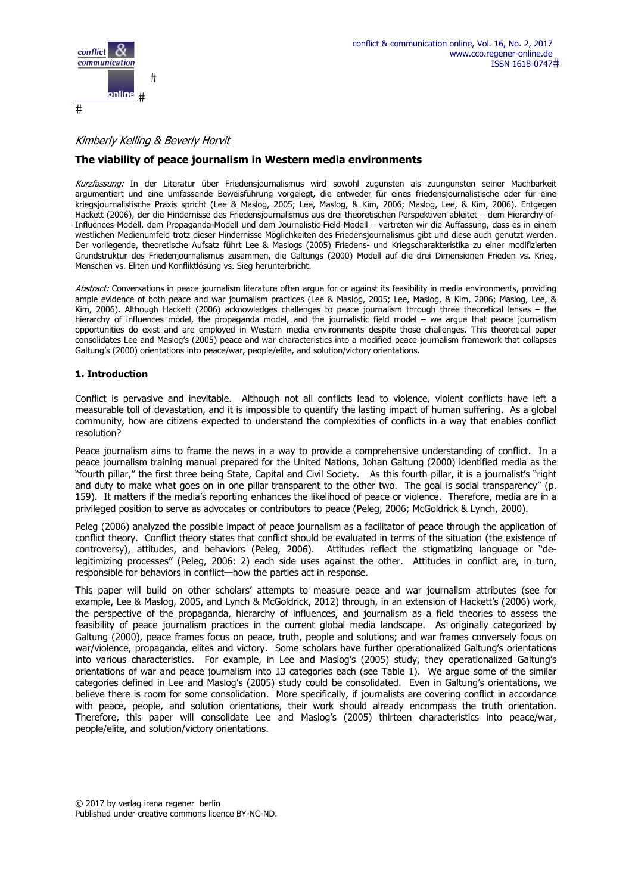*Kimberly Kelling & Beverly Horvit*

## The viability of peace journalism in Western media environments

*Kurzfassung:* In der Literatur über Friedensjournalismus wird sowohl zugunsten als zuungunsten seiner Machbarkeit argumentiert und eine umfassende Beweisführung vorgelegt, die entweder für eines friedensjournalistische oder für eine kriegsjournalistische Praxis spricht (Lee & Maslog, 2005; Lee, Maslog, & Kim, 2006; Maslog, Lee, & Kim, 2006). Entgegen Hackett (2006), der die Hindernisse des Friedensjournalismus aus drei theoretischen Perspektiven ableitet – dem Hierarchy-of-Influences-Modell, dem Propaganda-Modell und dem Journalistic-Field-Modell – vertreten wir die Auffassung, dass es in einem westlichen Medienumfeld trotz dieser Hindernisse Möglichkeiten des Friedensjournalismus gibt und diese auch genutzt werden. Der vorliegende, theoretische Aufsatz führt Lee & Maslogs (2005) Friedens- und Kriegscharakteristika zu einer modifizierten Grundstruktur des Friedenjournalismus zusammen, die Galtungs (2000) Modell auf die drei Dimensionen Frieden vs. Krieg, Menschen vs. Eliten und Konfliktlösung vs. Sieg herunterbricht.

*Abstract:* Conversations in peace journalism literature often argue for or against its feasibility in media environments, providing ample evidence of both peace and war journalism practices (Lee & Maslog, 2005; Lee, Maslog, & Kim, 2006; Maslog, Lee, & Kim, 2006). Although Hackett (2006) acknowledges challenges to peace journalism through three theoretical lenses – the hierarchy of influences model, the propaganda model, and the journalistic field model – we argue that peace journalism opportunities do exist and are employed in Western media environments despite those challenges. This theoretical paper consolidates Lee and Maslog's (2005) peace and war characteristics into a modified peace journalism framework that collapses Galtung's (2000) orientations into peace/war, people/elite, and solution/victory orientations.

### 1. Introduction

Conflict is pervasive and inevitable. Although not all conflicts lead to violence, violent conflicts have left a measurable toll of devastation, and it is impossible to quantify the lasting impact of human suffering. As a global community, how are citizens expected to understand the complexities of conflicts in a way that enables conflict resolution?

Peace journalism aims to frame the news in a way to provide a comprehensive understanding of conflict. In a peace journalism training manual prepared for the United Nations, Johan Galtung (2000) identified media as the "fourth pillar," the first three being State, Capital and Civil Society. As this fourth pillar, it is a journalist's "right and duty to make what goes on in one pillar transparent to the other two. The goal is social transparency" (p. 159). It matters if the media's reporting enhances the likelihood of peace or violence. Therefore, media are in a privileged position to serve as advocates or contributors to peace (Peleg, 2006; McGoldrick & Lynch, 2000).

Peleg (2006) analyzed the possible impact of peace journalism as a facilitator of peace through the application of conflict theory. Conflict theory states that conflict should be evaluated in terms of the situation (the existence of controversy), attitudes, and behaviors (Peleg, 2006). Attitudes reflect the stigmatizing language or "de-legitimizing processes" (Peleg, 2006: 2) each side uses against the other. Attitudes in conflict are, in turn, responsible for behaviors in conflict—how the parties act in response.

This paper will build on other scholars' attempts to measure peace and war journalism attributes (see for example, Lee & Maslog, 2005, and Lynch & McGoldrick, 2012) through, in an extension of Hackett's (2006) work, the perspective of the propaganda, hierarchy of influences, and journalism as a field theories to assess the feasibility of peace journalism practices in the current global media landscape. As originally categorized by Galtung (2000), peace frames focus on peace, truth, people and solutions; and war frames conversely focus on war/violence, propaganda, elites and victory. Some scholars have further operationalized Galtung's orientations into various characteristics. For example, in Lee and Maslog's (2005) study, they operationalized Galtung's orientations of war and peace journalism into 13 categories each (see Table 1). We argue some of the similar categories defined in Lee and Maslog's (2005) study could be consolidated. Even in Galtung's orientations, we believe there is room for some consolidation. More specifically, if journalists are covering conflict in accordance with peace, people, and solution orientations, their work should already encompass the truth orientation. Therefore, this paper will consolidate Lee and Maslog's (2005) thirteen characteristics into peace/war, people/elite, and solution/victory orientations.

© 2017 by verlag irena regener berlin
Published under creative commons licence BY-NC-ND.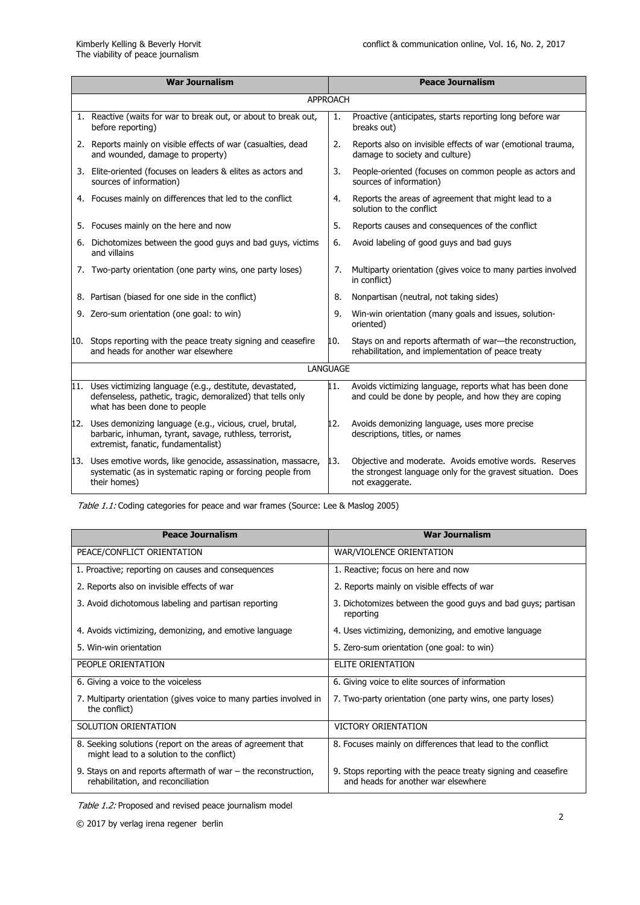| War Journalism | Peace Journalism |
|---|---|
| APPROACH | |
| 1. Reactive (waits for war to break out, or about to break out, before reporting) | 1. Proactive (anticipates, starts reporting long before war breaks out) |
| 2. Reports mainly on visible effects of war (casualties, dead and wounded, damage to property) | 2. Reports also on invisible effects of war (emotional trauma, damage to society and culture) |
| 3. Elite-oriented (focuses on leaders & elites as actors and sources of information) | 3. People-oriented (focuses on common people as actors and sources of information) |
| 4. Focuses mainly on differences that led to the conflict | 4. Reports the areas of agreement that might lead to a solution to the conflict |
| 5. Focuses mainly on the here and now | 5. Reports causes and consequences of the conflict |
| 6. Dichotomizes between the good guys and bad guys, victims and villains | 6. Avoid labeling of good guys and bad guys |
| 7. Two-party orientation (one party wins, one party loses) | 7. Multiparty orientation (gives voice to many parties involved in conflict) |
| 8. Partisan (biased for one side in the conflict) | 8. Nonpartisan (neutral, not taking sides) |
| 9. Zero-sum orientation (one goal: to win) | 9. Win-win orientation (many goals and issues, solution-oriented) |
| 10. Stops reporting with the peace treaty signing and ceasefire and heads for another war elsewhere | 10. Stays on and reports aftermath of war—the reconstruction, rehabilitation, and implementation of peace treaty |
| LANGUAGE | |
| 11. Uses victimizing language (e.g., destitute, devastated, defenseless, pathetic, tragic, demoralized) that tells only what has been done to people | 11. Avoids victimizing language, reports what has been done and could be done by people, and how they are coping |
| 12. Uses demonizing language (e.g., vicious, cruel, brutal, barbaric, inhuman, tyrant, savage, ruthless, terrorist, extremist, fanatic, fundamentalist) | 12. Avoids demonizing language, uses more precise descriptions, titles, or names |
| 13. Uses emotive words, like genocide, assassination, massacre, systematic (as in systematic raping or forcing people from their homes) | 13. Objective and moderate. Avoids emotive words. Reserves the strongest language only for the gravest situation. Does not exaggerate. |

*Table 1.1:* Coding categories for peace and war frames (Source: Lee & Maslog 2005)

| Peace Journalism | War Journalism |
|---|---|
| PEACE/CONFLICT ORIENTATION | WAR/VIOLENCE ORIENTATION |
| 1. Proactive; reporting on causes and consequences | 1. Reactive; focus on here and now |
| 2. Reports also on invisible effects of war | 2. Reports mainly on visible effects of war |
| 3. Avoid dichotomous labeling and partisan reporting | 3. Dichotomizes between the good guys and bad guys; partisan reporting |
| 4. Avoids victimizing, demonizing, and emotive language | 4. Uses victimizing, demonizing, and emotive language |
| 5. Win-win orientation | 5. Zero-sum orientation (one goal: to win) |
| PEOPLE ORIENTATION | ELITE ORIENTATION |
| 6. Giving a voice to the voiceless | 6. Giving voice to elite sources of information |
| 7. Multiparty orientation (gives voice to many parties involved in the conflict) | 7. Two-party orientation (one party wins, one party loses) |
| SOLUTION ORIENTATION | VICTORY ORIENTATION |
| 8. Seeking solutions (report on the areas of agreement that might lead to a solution to the conflict) | 8. Focuses mainly on differences that lead to the conflict |
| 9. Stays on and reports aftermath of war – the reconstruction, rehabilitation, and reconciliation | 9. Stops reporting with the peace treaty signing and ceasefire and heads for another war elsewhere |

*Table 1.2:* Proposed and revised peace journalism model

© 2017 by verlag irena regener berlin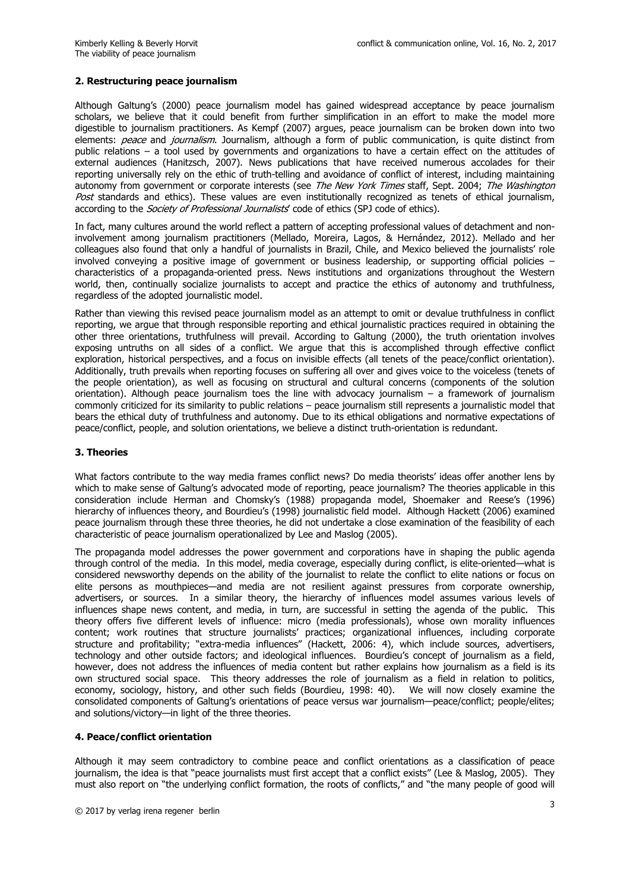## 2. Restructuring peace journalism

Although Galtung's (2000) peace journalism model has gained widespread acceptance by peace journalism scholars, we believe that it could benefit from further simplification in an effort to make the model more digestible to journalism practitioners. As Kempf (2007) argues, peace journalism can be broken down into two elements: *peace* and *journalism*. Journalism, although a form of public communication, is quite distinct from public relations – a tool used by governments and organizations to have a certain effect on the attitudes of external audiences (Hanitzsch, 2007). News publications that have received numerous accolades for their reporting universally rely on the ethic of truth-telling and avoidance of conflict of interest, including maintaining autonomy from government or corporate interests (see *The New York Times* staff, Sept. 2004; *The Washington Post* standards and ethics). These values are even institutionally recognized as tenets of ethical journalism, according to the *Society of Professional Journalists*' code of ethics (SPJ code of ethics).

In fact, many cultures around the world reflect a pattern of accepting professional values of detachment and non-involvement among journalism practitioners (Mellado, Moreira, Lagos, & Hernández, 2012). Mellado and her colleagues also found that only a handful of journalists in Brazil, Chile, and Mexico believed the journalists' role involved conveying a positive image of government or business leadership, or supporting official policies – characteristics of a propaganda-oriented press. News institutions and organizations throughout the Western world, then, continually socialize journalists to accept and practice the ethics of autonomy and truthfulness, regardless of the adopted journalistic model.

Rather than viewing this revised peace journalism model as an attempt to omit or devalue truthfulness in conflict reporting, we argue that through responsible reporting and ethical journalistic practices required in obtaining the other three orientations, truthfulness will prevail. According to Galtung (2000), the truth orientation involves exposing untruths on all sides of a conflict. We argue that this is accomplished through effective conflict exploration, historical perspectives, and a focus on invisible effects (all tenets of the peace/conflict orientation). Additionally, truth prevails when reporting focuses on suffering all over and gives voice to the voiceless (tenets of the people orientation), as well as focusing on structural and cultural concerns (components of the solution orientation). Although peace journalism toes the line with advocacy journalism – a framework of journalism commonly criticized for its similarity to public relations – peace journalism still represents a journalistic model that bears the ethical duty of truthfulness and autonomy. Due to its ethical obligations and normative expectations of peace/conflict, people, and solution orientations, we believe a distinct truth-orientation is redundant.

## 3. Theories

What factors contribute to the way media frames conflict news? Do media theorists' ideas offer another lens by which to make sense of Galtung's advocated mode of reporting, peace journalism? The theories applicable in this consideration include Herman and Chomsky's (1988) propaganda model, Shoemaker and Reese's (1996) hierarchy of influences theory, and Bourdieu's (1998) journalistic field model. Although Hackett (2006) examined peace journalism through these three theories, he did not undertake a close examination of the feasibility of each characteristic of peace journalism operationalized by Lee and Maslog (2005).

The propaganda model addresses the power government and corporations have in shaping the public agenda through control of the media. In this model, media coverage, especially during conflict, is elite-oriented—what is considered newsworthy depends on the ability of the journalist to relate the conflict to elite nations or focus on elite persons as mouthpieces—and media are not resilient against pressures from corporate ownership, advertisers, or sources. In a similar theory, the hierarchy of influences model assumes various levels of influences shape news content, and media, in turn, are successful in setting the agenda of the public. This theory offers five different levels of influence: micro (media professionals), whose own morality influences content; work routines that structure journalists' practices; organizational influences, including corporate structure and profitability; "extra-media influences" (Hackett, 2006: 4), which include sources, advertisers, technology and other outside factors; and ideological influences. Bourdieu's concept of journalism as a field, however, does not address the influences of media content but rather explains how journalism as a field is its own structured social space. This theory addresses the role of journalism as a field in relation to politics, economy, sociology, history, and other such fields (Bourdieu, 1998: 40). We will now closely examine the consolidated components of Galtung's orientations of peace versus war journalism—peace/conflict; people/elites; and solutions/victory—in light of the three theories.

## 4. Peace/conflict orientation

Although it may seem contradictory to combine peace and conflict orientations as a classification of peace journalism, the idea is that "peace journalists must first accept that a conflict exists" (Lee & Maslog, 2005). They must also report on "the underlying conflict formation, the roots of conflicts," and "the many people of good will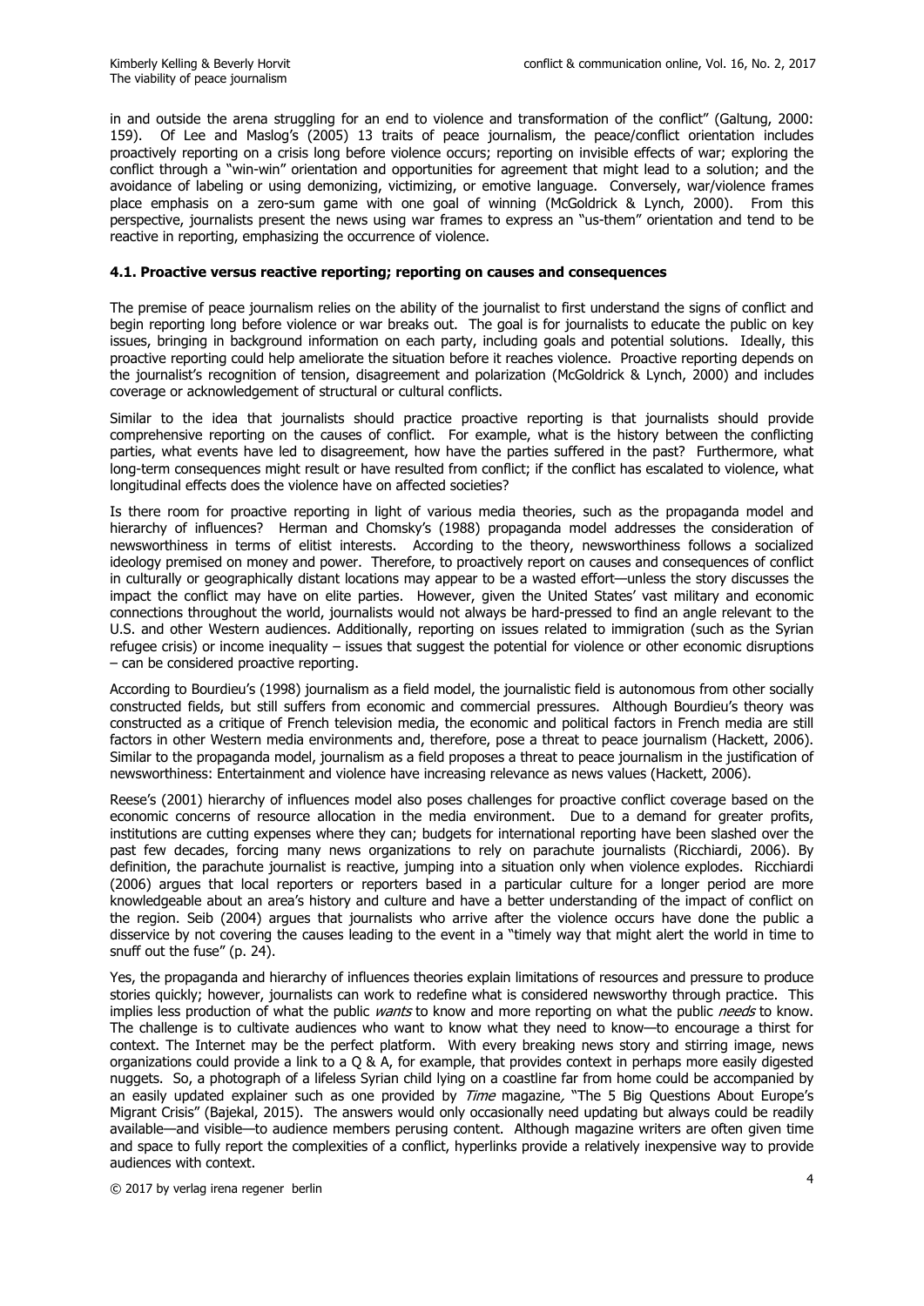in and outside the arena struggling for an end to violence and transformation of the conflict" (Galtung, 2000: 159). Of Lee and Maslog's (2005) 13 traits of peace journalism, the peace/conflict orientation includes proactively reporting on a crisis long before violence occurs; reporting on invisible effects of war; exploring the conflict through a "win-win" orientation and opportunities for agreement that might lead to a solution; and the avoidance of labeling or using demonizing, victimizing, or emotive language. Conversely, war/violence frames place emphasis on a zero-sum game with one goal of winning (McGoldrick & Lynch, 2000). From this perspective, journalists present the news using war frames to express an "us-them" orientation and tend to be reactive in reporting, emphasizing the occurrence of violence.

### 4.1. Proactive versus reactive reporting; reporting on causes and consequences

The premise of peace journalism relies on the ability of the journalist to first understand the signs of conflict and begin reporting long before violence or war breaks out. The goal is for journalists to educate the public on key issues, bringing in background information on each party, including goals and potential solutions. Ideally, this proactive reporting could help ameliorate the situation before it reaches violence. Proactive reporting depends on the journalist's recognition of tension, disagreement and polarization (McGoldrick & Lynch, 2000) and includes coverage or acknowledgement of structural or cultural conflicts.

Similar to the idea that journalists should practice proactive reporting is that journalists should provide comprehensive reporting on the causes of conflict. For example, what is the history between the conflicting parties, what events have led to disagreement, how have the parties suffered in the past? Furthermore, what long-term consequences might result or have resulted from conflict; if the conflict has escalated to violence, what longitudinal effects does the violence have on affected societies?

Is there room for proactive reporting in light of various media theories, such as the propaganda model and hierarchy of influences? Herman and Chomsky's (1988) propaganda model addresses the consideration of newsworthiness in terms of elitist interests. According to the theory, newsworthiness follows a socialized ideology premised on money and power. Therefore, to proactively report on causes and consequences of conflict in culturally or geographically distant locations may appear to be a wasted effort—unless the story discusses the impact the conflict may have on elite parties. However, given the United States' vast military and economic connections throughout the world, journalists would not always be hard-pressed to find an angle relevant to the U.S. and other Western audiences. Additionally, reporting on issues related to immigration (such as the Syrian refugee crisis) or income inequality – issues that suggest the potential for violence or other economic disruptions – can be considered proactive reporting.

According to Bourdieu's (1998) journalism as a field model, the journalistic field is autonomous from other socially constructed fields, but still suffers from economic and commercial pressures. Although Bourdieu's theory was constructed as a critique of French television media, the economic and political factors in French media are still factors in other Western media environments and, therefore, pose a threat to peace journalism (Hackett, 2006). Similar to the propaganda model, journalism as a field proposes a threat to peace journalism in the justification of newsworthiness: Entertainment and violence have increasing relevance as news values (Hackett, 2006).

Reese's (2001) hierarchy of influences model also poses challenges for proactive conflict coverage based on the economic concerns of resource allocation in the media environment. Due to a demand for greater profits, institutions are cutting expenses where they can; budgets for international reporting have been slashed over the past few decades, forcing many news organizations to rely on parachute journalists (Ricchiardi, 2006). By definition, the parachute journalist is reactive, jumping into a situation only when violence explodes. Ricchiardi (2006) argues that local reporters or reporters based in a particular culture for a longer period are more knowledgeable about an area's history and culture and have a better understanding of the impact of conflict on the region. Seib (2004) argues that journalists who arrive after the violence occurs have done the public a disservice by not covering the causes leading to the event in a "timely way that might alert the world in time to snuff out the fuse" (p. 24).

Yes, the propaganda and hierarchy of influences theories explain limitations of resources and pressure to produce stories quickly; however, journalists can work to redefine what is considered newsworthy through practice. This implies less production of what the public *wants* to know and more reporting on what the public *needs* to know. The challenge is to cultivate audiences who want to know what they need to know—to encourage a thirst for context. The Internet may be the perfect platform. With every breaking news story and stirring image, news organizations could provide a link to a Q & A, for example, that provides context in perhaps more easily digested nuggets. So, a photograph of a lifeless Syrian child lying on a coastline far from home could be accompanied by an easily updated explainer such as one provided by *Time* magazine, "The 5 Big Questions About Europe's Migrant Crisis" (Bajekal, 2015). The answers would only occasionally need updating but always could be readily available—and visible—to audience members perusing content. Although magazine writers are often given time and space to fully report the complexities of a conflict, hyperlinks provide a relatively inexpensive way to provide audiences with context.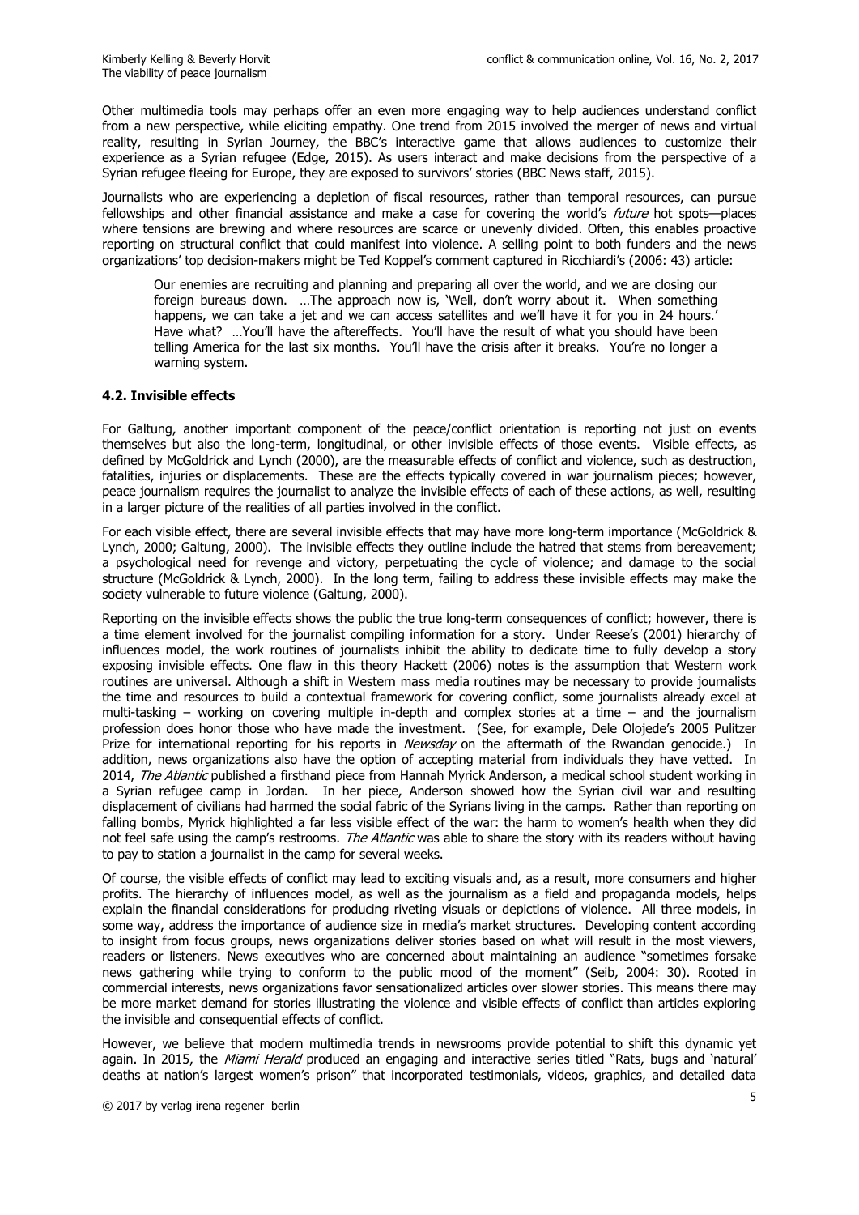Other multimedia tools may perhaps offer an even more engaging way to help audiences understand conflict from a new perspective, while eliciting empathy. One trend from 2015 involved the merger of news and virtual reality, resulting in Syrian Journey, the BBC's interactive game that allows audiences to customize their experience as a Syrian refugee (Edge, 2015). As users interact and make decisions from the perspective of a Syrian refugee fleeing for Europe, they are exposed to survivors' stories (BBC News staff, 2015).

Journalists who are experiencing a depletion of fiscal resources, rather than temporal resources, can pursue fellowships and other financial assistance and make a case for covering the world's *future* hot spots—places where tensions are brewing and where resources are scarce or unevenly divided. Often, this enables proactive reporting on structural conflict that could manifest into violence. A selling point to both funders and the news organizations' top decision-makers might be Ted Koppel's comment captured in Ricchiardi's (2006: 43) article:

> Our enemies are recruiting and planning and preparing all over the world, and we are closing our foreign bureaus down. …The approach now is, 'Well, don't worry about it. When something happens, we can take a jet and we can access satellites and we'll have it for you in 24 hours.' Have what? …You'll have the aftereffects. You'll have the result of what you should have been telling America for the last six months. You'll have the crisis after it breaks. You're no longer a warning system.

### 4.2. Invisible effects

For Galtung, another important component of the peace/conflict orientation is reporting not just on events themselves but also the long-term, longitudinal, or other invisible effects of those events. Visible effects, as defined by McGoldrick and Lynch (2000), are the measurable effects of conflict and violence, such as destruction, fatalities, injuries or displacements. These are the effects typically covered in war journalism pieces; however, peace journalism requires the journalist to analyze the invisible effects of each of these actions, as well, resulting in a larger picture of the realities of all parties involved in the conflict.

For each visible effect, there are several invisible effects that may have more long-term importance (McGoldrick & Lynch, 2000; Galtung, 2000). The invisible effects they outline include the hatred that stems from bereavement; a psychological need for revenge and victory, perpetuating the cycle of violence; and damage to the social structure (McGoldrick & Lynch, 2000). In the long term, failing to address these invisible effects may make the society vulnerable to future violence (Galtung, 2000).

Reporting on the invisible effects shows the public the true long-term consequences of conflict; however, there is a time element involved for the journalist compiling information for a story. Under Reese's (2001) hierarchy of influences model, the work routines of journalists inhibit the ability to dedicate time to fully develop a story exposing invisible effects. One flaw in this theory Hackett (2006) notes is the assumption that Western work routines are universal. Although a shift in Western mass media routines may be necessary to provide journalists the time and resources to build a contextual framework for covering conflict, some journalists already excel at multi-tasking – working on covering multiple in-depth and complex stories at a time – and the journalism profession does honor those who have made the investment. (See, for example, Dele Olojede's 2005 Pulitzer Prize for international reporting for his reports in *Newsday* on the aftermath of the Rwandan genocide.) In addition, news organizations also have the option of accepting material from individuals they have vetted. In 2014, *The Atlantic* published a firsthand piece from Hannah Myrick Anderson, a medical school student working in a Syrian refugee camp in Jordan. In her piece, Anderson showed how the Syrian civil war and resulting displacement of civilians had harmed the social fabric of the Syrians living in the camps. Rather than reporting on falling bombs, Myrick highlighted a far less visible effect of the war: the harm to women's health when they did not feel safe using the camp's restrooms. *The Atlantic* was able to share the story with its readers without having to pay to station a journalist in the camp for several weeks.

Of course, the visible effects of conflict may lead to exciting visuals and, as a result, more consumers and higher profits. The hierarchy of influences model, as well as the journalism as a field and propaganda models, helps explain the financial considerations for producing riveting visuals or depictions of violence. All three models, in some way, address the importance of audience size in media's market structures. Developing content according to insight from focus groups, news organizations deliver stories based on what will result in the most viewers, readers or listeners. News executives who are concerned about maintaining an audience "sometimes forsake news gathering while trying to conform to the public mood of the moment" (Seib, 2004: 30). Rooted in commercial interests, news organizations favor sensationalized articles over slower stories. This means there may be more market demand for stories illustrating the violence and visible effects of conflict than articles exploring the invisible and consequential effects of conflict.

However, we believe that modern multimedia trends in newsrooms provide potential to shift this dynamic yet again. In 2015, the *Miami Herald* produced an engaging and interactive series titled "Rats, bugs and 'natural' deaths at nation's largest women's prison" that incorporated testimonials, videos, graphics, and detailed data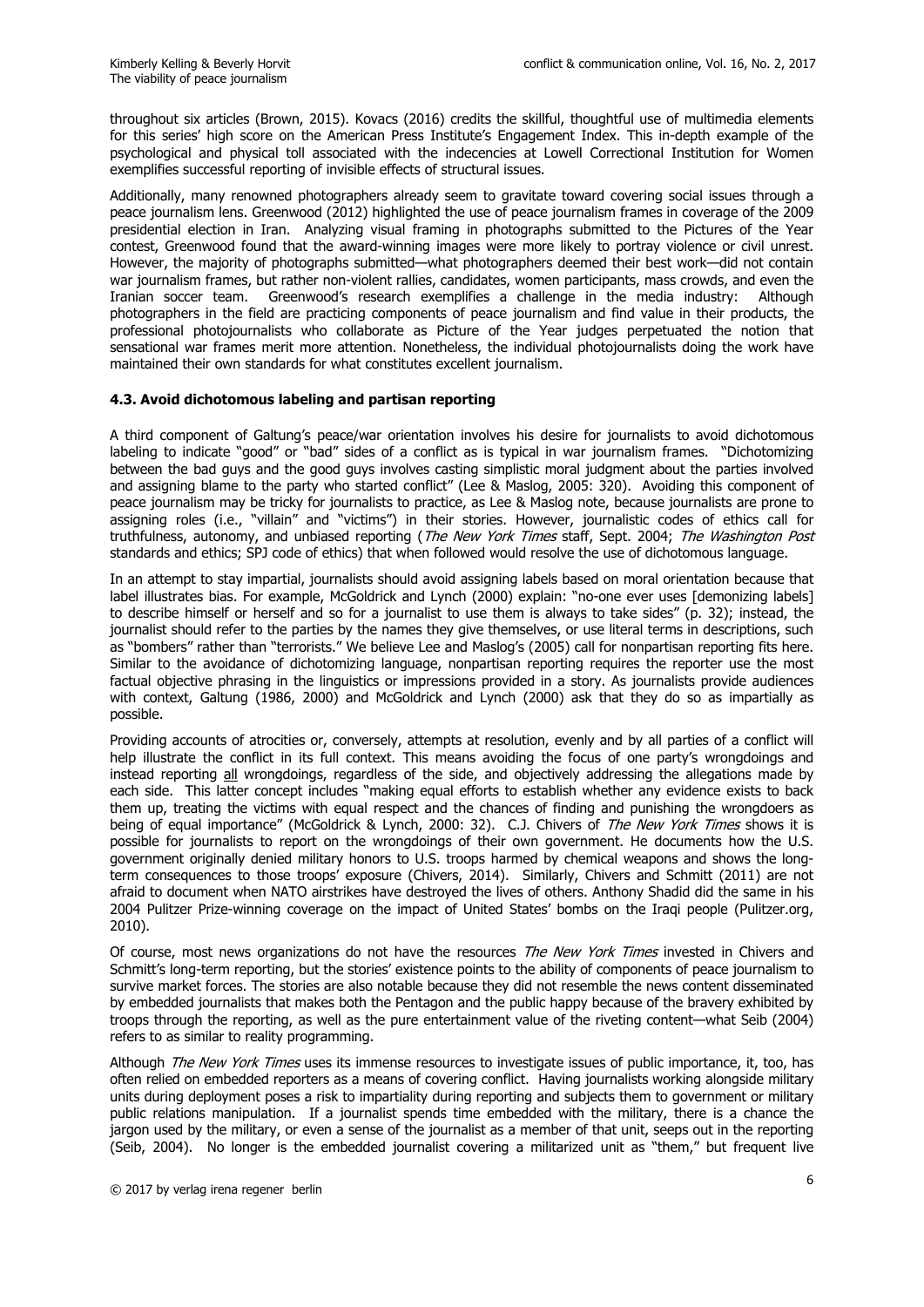throughout six articles (Brown, 2015). Kovacs (2016) credits the skillful, thoughtful use of multimedia elements for this series' high score on the American Press Institute's Engagement Index. This in-depth example of the psychological and physical toll associated with the indecencies at Lowell Correctional Institution for Women exemplifies successful reporting of invisible effects of structural issues.

Additionally, many renowned photographers already seem to gravitate toward covering social issues through a peace journalism lens. Greenwood (2012) highlighted the use of peace journalism frames in coverage of the 2009 presidential election in Iran. Analyzing visual framing in photographs submitted to the Pictures of the Year contest, Greenwood found that the award-winning images were more likely to portray violence or civil unrest. However, the majority of photographs submitted—what photographers deemed their best work—did not contain war journalism frames, but rather non-violent rallies, candidates, women participants, mass crowds, and even the Iranian soccer team. Greenwood's research exemplifies a challenge in the media industry: Although photographers in the field are practicing components of peace journalism and find value in their products, the professional photojournalists who collaborate as Picture of the Year judges perpetuated the notion that sensational war frames merit more attention. Nonetheless, the individual photojournalists doing the work have maintained their own standards for what constitutes excellent journalism.

### 4.3. Avoid dichotomous labeling and partisan reporting

A third component of Galtung's peace/war orientation involves his desire for journalists to avoid dichotomous labeling to indicate "good" or "bad" sides of a conflict as is typical in war journalism frames. "Dichotomizing between the bad guys and the good guys involves casting simplistic moral judgment about the parties involved and assigning blame to the party who started conflict" (Lee & Maslog, 2005: 320). Avoiding this component of peace journalism may be tricky for journalists to practice, as Lee & Maslog note, because journalists are prone to assigning roles (i.e., "villain" and "victims") in their stories. However, journalistic codes of ethics call for truthfulness, autonomy, and unbiased reporting (*The New York Times* staff, Sept. 2004; *The Washington Post* standards and ethics; SPJ code of ethics) that when followed would resolve the use of dichotomous language.

In an attempt to stay impartial, journalists should avoid assigning labels based on moral orientation because that label illustrates bias. For example, McGoldrick and Lynch (2000) explain: "no-one ever uses [demonizing labels] to describe himself or herself and so for a journalist to use them is always to take sides" (p. 32); instead, the journalist should refer to the parties by the names they give themselves, or use literal terms in descriptions, such as "bombers" rather than "terrorists." We believe Lee and Maslog's (2005) call for nonpartisan reporting fits here. Similar to the avoidance of dichotomizing language, nonpartisan reporting requires the reporter use the most factual objective phrasing in the linguistics or impressions provided in a story. As journalists provide audiences with context, Galtung (1986, 2000) and McGoldrick and Lynch (2000) ask that they do so as impartially as possible.

Providing accounts of atrocities or, conversely, attempts at resolution, evenly and by all parties of a conflict will help illustrate the conflict in its full context. This means avoiding the focus of one party's wrongdoings and instead reporting all wrongdoings, regardless of the side, and objectively addressing the allegations made by each side. This latter concept includes "making equal efforts to establish whether any evidence exists to back them up, treating the victims with equal respect and the chances of finding and punishing the wrongdoers as being of equal importance" (McGoldrick & Lynch, 2000: 32). C.J. Chivers of *The New York Times* shows it is possible for journalists to report on the wrongdoings of their own government. He documents how the U.S. government originally denied military honors to U.S. troops harmed by chemical weapons and shows the long-term consequences to those troops' exposure (Chivers, 2014). Similarly, Chivers and Schmitt (2011) are not afraid to document when NATO airstrikes have destroyed the lives of others. Anthony Shadid did the same in his 2004 Pulitzer Prize-winning coverage on the impact of United States' bombs on the Iraqi people (Pulitzer.org, 2010).

Of course, most news organizations do not have the resources *The New York Times* invested in Chivers and Schmitt's long-term reporting, but the stories' existence points to the ability of components of peace journalism to survive market forces. The stories are also notable because they did not resemble the news content disseminated by embedded journalists that makes both the Pentagon and the public happy because of the bravery exhibited by troops through the reporting, as well as the pure entertainment value of the riveting content—what Seib (2004) refers to as similar to reality programming.

Although *The New York Times* uses its immense resources to investigate issues of public importance, it, too, has often relied on embedded reporters as a means of covering conflict. Having journalists working alongside military units during deployment poses a risk to impartiality during reporting and subjects them to government or military public relations manipulation. If a journalist spends time embedded with the military, there is a chance the jargon used by the military, or even a sense of the journalist as a member of that unit, seeps out in the reporting (Seib, 2004). No longer is the embedded journalist covering a militarized unit as "them," but frequent live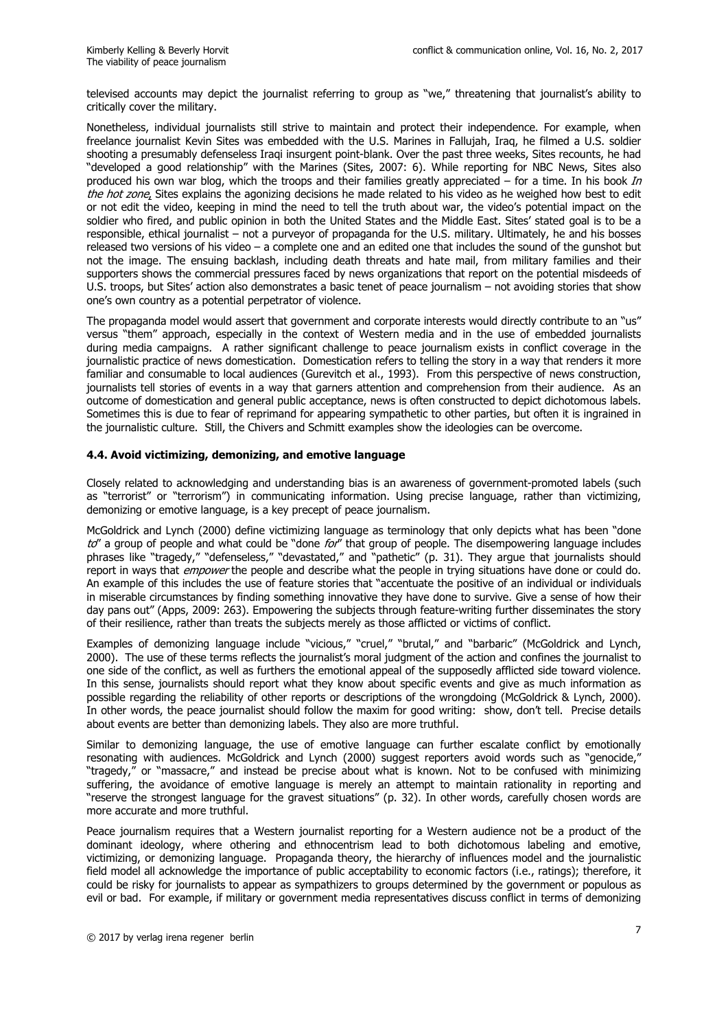televised accounts may depict the journalist referring to group as "we," threatening that journalist's ability to critically cover the military.

Nonetheless, individual journalists still strive to maintain and protect their independence. For example, when freelance journalist Kevin Sites was embedded with the U.S. Marines in Fallujah, Iraq, he filmed a U.S. soldier shooting a presumably defenseless Iraqi insurgent point-blank. Over the past three weeks, Sites recounts, he had "developed a good relationship" with the Marines (Sites, 2007: 6). While reporting for NBC News, Sites also produced his own war blog, which the troops and their families greatly appreciated – for a time. In his book *In the hot zone*, Sites explains the agonizing decisions he made related to his video as he weighed how best to edit or not edit the video, keeping in mind the need to tell the truth about war, the video's potential impact on the soldier who fired, and public opinion in both the United States and the Middle East. Sites' stated goal is to be a responsible, ethical journalist – not a purveyor of propaganda for the U.S. military. Ultimately, he and his bosses released two versions of his video – a complete one and an edited one that includes the sound of the gunshot but not the image. The ensuing backlash, including death threats and hate mail, from military families and their supporters shows the commercial pressures faced by news organizations that report on the potential misdeeds of U.S. troops, but Sites' action also demonstrates a basic tenet of peace journalism – not avoiding stories that show one's own country as a potential perpetrator of violence.

The propaganda model would assert that government and corporate interests would directly contribute to an "us" versus "them" approach, especially in the context of Western media and in the use of embedded journalists during media campaigns. A rather significant challenge to peace journalism exists in conflict coverage in the journalistic practice of news domestication. Domestication refers to telling the story in a way that renders it more familiar and consumable to local audiences (Gurevitch et al., 1993). From this perspective of news construction, journalists tell stories of events in a way that garners attention and comprehension from their audience. As an outcome of domestication and general public acceptance, news is often constructed to depict dichotomous labels. Sometimes this is due to fear of reprimand for appearing sympathetic to other parties, but often it is ingrained in the journalistic culture. Still, the Chivers and Schmitt examples show the ideologies can be overcome.

### 4.4. Avoid victimizing, demonizing, and emotive language

Closely related to acknowledging and understanding bias is an awareness of government-promoted labels (such as "terrorist" or "terrorism") in communicating information. Using precise language, rather than victimizing, demonizing or emotive language, is a key precept of peace journalism.

McGoldrick and Lynch (2000) define victimizing language as terminology that only depicts what has been "done *to*" a group of people and what could be "done *for*" that group of people. The disempowering language includes phrases like "tragedy," "defenseless," "devastated," and "pathetic" (p. 31). They argue that journalists should report in ways that *empower* the people and describe what the people in trying situations have done or could do. An example of this includes the use of feature stories that "accentuate the positive of an individual or individuals in miserable circumstances by finding something innovative they have done to survive. Give a sense of how their day pans out" (Apps, 2009: 263). Empowering the subjects through feature-writing further disseminates the story of their resilience, rather than treats the subjects merely as those afflicted or victims of conflict.

Examples of demonizing language include "vicious," "cruel," "brutal," and "barbaric" (McGoldrick and Lynch, 2000). The use of these terms reflects the journalist's moral judgment of the action and confines the journalist to one side of the conflict, as well as furthers the emotional appeal of the supposedly afflicted side toward violence. In this sense, journalists should report what they know about specific events and give as much information as possible regarding the reliability of other reports or descriptions of the wrongdoing (McGoldrick & Lynch, 2000). In other words, the peace journalist should follow the maxim for good writing: show, don't tell. Precise details about events are better than demonizing labels. They also are more truthful.

Similar to demonizing language, the use of emotive language can further escalate conflict by emotionally resonating with audiences. McGoldrick and Lynch (2000) suggest reporters avoid words such as "genocide," "tragedy," or "massacre," and instead be precise about what is known. Not to be confused with minimizing suffering, the avoidance of emotive language is merely an attempt to maintain rationality in reporting and "reserve the strongest language for the gravest situations" (p. 32). In other words, carefully chosen words are more accurate and more truthful.

Peace journalism requires that a Western journalist reporting for a Western audience not be a product of the dominant ideology, where othering and ethnocentrism lead to both dichotomous labeling and emotive, victimizing, or demonizing language. Propaganda theory, the hierarchy of influences model and the journalistic field model all acknowledge the importance of public acceptability to economic factors (i.e., ratings); therefore, it could be risky for journalists to appear as sympathizers to groups determined by the government or populous as evil or bad. For example, if military or government media representatives discuss conflict in terms of demonizing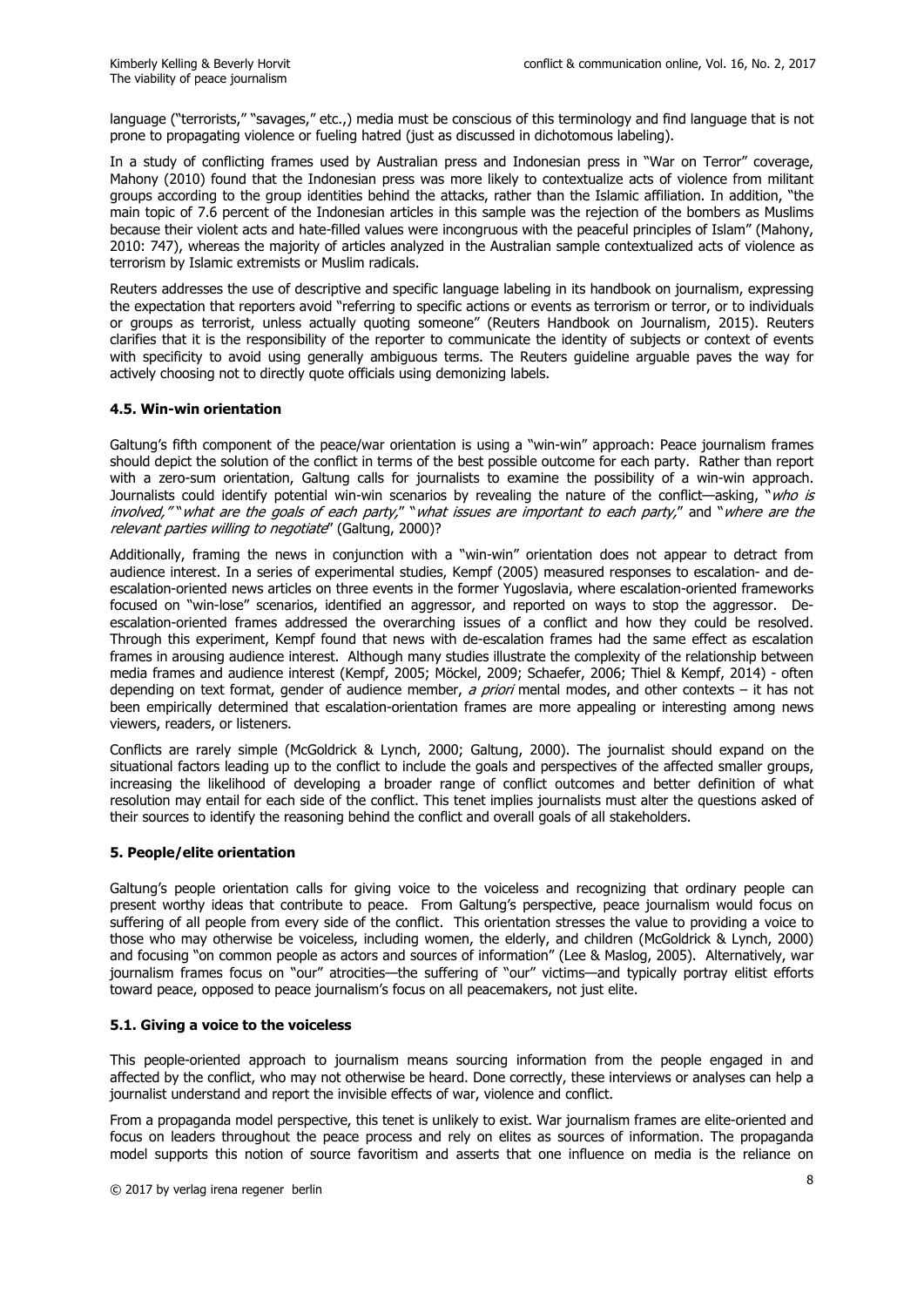language ("terrorists," "savages," etc.,) media must be conscious of this terminology and find language that is not prone to propagating violence or fueling hatred (just as discussed in dichotomous labeling).

In a study of conflicting frames used by Australian press and Indonesian press in "War on Terror" coverage, Mahony (2010) found that the Indonesian press was more likely to contextualize acts of violence from militant groups according to the group identities behind the attacks, rather than the Islamic affiliation. In addition, "the main topic of 7.6 percent of the Indonesian articles in this sample was the rejection of the bombers as Muslims because their violent acts and hate-filled values were incongruous with the peaceful principles of Islam" (Mahony, 2010: 747), whereas the majority of articles analyzed in the Australian sample contextualized acts of violence as terrorism by Islamic extremists or Muslim radicals.

Reuters addresses the use of descriptive and specific language labeling in its handbook on journalism, expressing the expectation that reporters avoid "referring to specific actions or events as terrorism or terror, or to individuals or groups as terrorist, unless actually quoting someone" (Reuters Handbook on Journalism, 2015). Reuters clarifies that it is the responsibility of the reporter to communicate the identity of subjects or context of events with specificity to avoid using generally ambiguous terms. The Reuters guideline arguable paves the way for actively choosing not to directly quote officials using demonizing labels.

### 4.5. Win-win orientation

Galtung's fifth component of the peace/war orientation is using a "win-win" approach: Peace journalism frames should depict the solution of the conflict in terms of the best possible outcome for each party. Rather than report with a zero-sum orientation, Galtung calls for journalists to examine the possibility of a win-win approach. Journalists could identify potential win-win scenarios by revealing the nature of the conflict—asking, "*who is involved,*" "*what are the goals of each party,*" "*what issues are important to each party,*" and "*where are the relevant parties willing to negotiate*" (Galtung, 2000)?

Additionally, framing the news in conjunction with a "win-win" orientation does not appear to detract from audience interest. In a series of experimental studies, Kempf (2005) measured responses to escalation- and de-escalation-oriented news articles on three events in the former Yugoslavia, where escalation-oriented frameworks focused on "win-lose" scenarios, identified an aggressor, and reported on ways to stop the aggressor. De-escalation-oriented frames addressed the overarching issues of a conflict and how they could be resolved. Through this experiment, Kempf found that news with de-escalation frames had the same effect as escalation frames in arousing audience interest. Although many studies illustrate the complexity of the relationship between media frames and audience interest (Kempf, 2005; Möckel, 2009; Schaefer, 2006; Thiel & Kempf, 2014) - often depending on text format, gender of audience member, *a priori* mental modes, and other contexts – it has not been empirically determined that escalation-orientation frames are more appealing or interesting among news viewers, readers, or listeners.

Conflicts are rarely simple (McGoldrick & Lynch, 2000; Galtung, 2000). The journalist should expand on the situational factors leading up to the conflict to include the goals and perspectives of the affected smaller groups, increasing the likelihood of developing a broader range of conflict outcomes and better definition of what resolution may entail for each side of the conflict. This tenet implies journalists must alter the questions asked of their sources to identify the reasoning behind the conflict and overall goals of all stakeholders.

## 5. People/elite orientation

Galtung's people orientation calls for giving voice to the voiceless and recognizing that ordinary people can present worthy ideas that contribute to peace. From Galtung's perspective, peace journalism would focus on suffering of all people from every side of the conflict. This orientation stresses the value to providing a voice to those who may otherwise be voiceless, including women, the elderly, and children (McGoldrick & Lynch, 2000) and focusing "on common people as actors and sources of information" (Lee & Maslog, 2005). Alternatively, war journalism frames focus on "our" atrocities—the suffering of "our" victims—and typically portray elitist efforts toward peace, opposed to peace journalism's focus on all peacemakers, not just elite.

### 5.1. Giving a voice to the voiceless

This people-oriented approach to journalism means sourcing information from the people engaged in and affected by the conflict, who may not otherwise be heard. Done correctly, these interviews or analyses can help a journalist understand and report the invisible effects of war, violence and conflict.

From a propaganda model perspective, this tenet is unlikely to exist. War journalism frames are elite-oriented and focus on leaders throughout the peace process and rely on elites as sources of information. The propaganda model supports this notion of source favoritism and asserts that one influence on media is the reliance on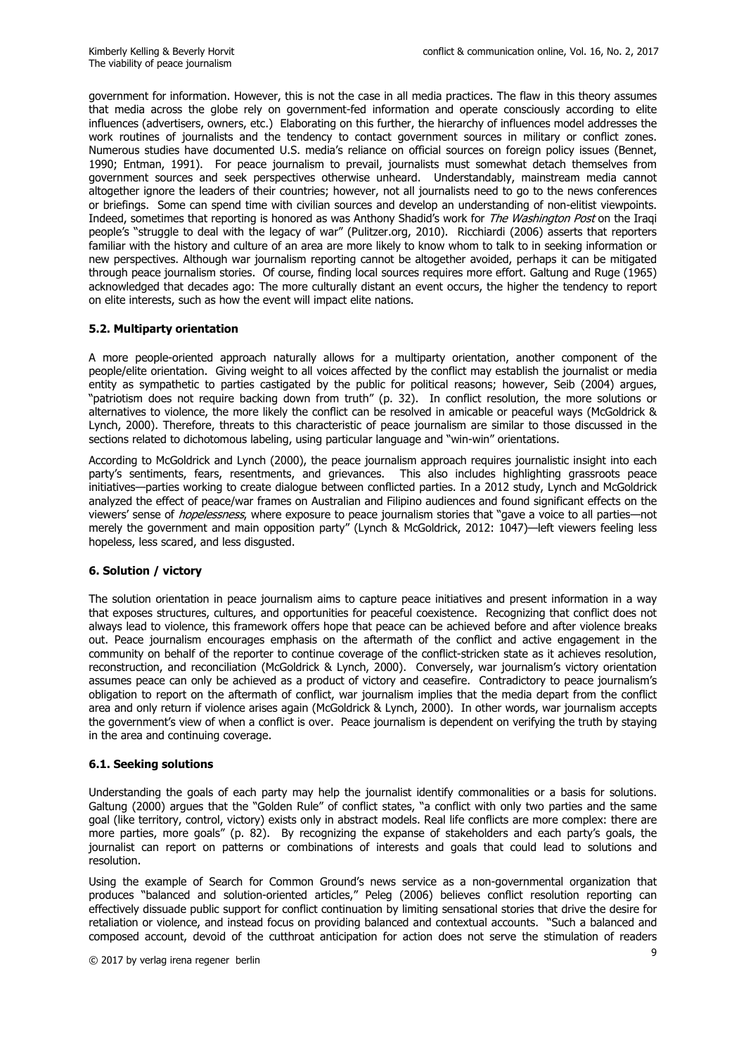government for information. However, this is not the case in all media practices. The flaw in this theory assumes that media across the globe rely on government-fed information and operate consciously according to elite influences (advertisers, owners, etc.) Elaborating on this further, the hierarchy of influences model addresses the work routines of journalists and the tendency to contact government sources in military or conflict zones. Numerous studies have documented U.S. media's reliance on official sources on foreign policy issues (Bennet, 1990; Entman, 1991). For peace journalism to prevail, journalists must somewhat detach themselves from government sources and seek perspectives otherwise unheard. Understandably, mainstream media cannot altogether ignore the leaders of their countries; however, not all journalists need to go to the news conferences or briefings. Some can spend time with civilian sources and develop an understanding of non-elitist viewpoints. Indeed, sometimes that reporting is honored as was Anthony Shadid's work for *The Washington Post* on the Iraqi people's "struggle to deal with the legacy of war" (Pulitzer.org, 2010). Ricchiardi (2006) asserts that reporters familiar with the history and culture of an area are more likely to know whom to talk to in seeking information or new perspectives. Although war journalism reporting cannot be altogether avoided, perhaps it can be mitigated through peace journalism stories. Of course, finding local sources requires more effort. Galtung and Ruge (1965) acknowledged that decades ago: The more culturally distant an event occurs, the higher the tendency to report on elite interests, such as how the event will impact elite nations.

### 5.2. Multiparty orientation

A more people-oriented approach naturally allows for a multiparty orientation, another component of the people/elite orientation. Giving weight to all voices affected by the conflict may establish the journalist or media entity as sympathetic to parties castigated by the public for political reasons; however, Seib (2004) argues, "patriotism does not require backing down from truth" (p. 32). In conflict resolution, the more solutions or alternatives to violence, the more likely the conflict can be resolved in amicable or peaceful ways (McGoldrick & Lynch, 2000). Therefore, threats to this characteristic of peace journalism are similar to those discussed in the sections related to dichotomous labeling, using particular language and "win-win" orientations.

According to McGoldrick and Lynch (2000), the peace journalism approach requires journalistic insight into each party's sentiments, fears, resentments, and grievances. This also includes highlighting grassroots peace initiatives—parties working to create dialogue between conflicted parties. In a 2012 study, Lynch and McGoldrick analyzed the effect of peace/war frames on Australian and Filipino audiences and found significant effects on the viewers' sense of *hopelessness*, where exposure to peace journalism stories that "gave a voice to all parties—not merely the government and main opposition party" (Lynch & McGoldrick, 2012: 1047)—left viewers feeling less hopeless, less scared, and less disgusted.

## 6. Solution / victory

The solution orientation in peace journalism aims to capture peace initiatives and present information in a way that exposes structures, cultures, and opportunities for peaceful coexistence. Recognizing that conflict does not always lead to violence, this framework offers hope that peace can be achieved before and after violence breaks out. Peace journalism encourages emphasis on the aftermath of the conflict and active engagement in the community on behalf of the reporter to continue coverage of the conflict-stricken state as it achieves resolution, reconstruction, and reconciliation (McGoldrick & Lynch, 2000). Conversely, war journalism's victory orientation assumes peace can only be achieved as a product of victory and ceasefire. Contradictory to peace journalism's obligation to report on the aftermath of conflict, war journalism implies that the media depart from the conflict area and only return if violence arises again (McGoldrick & Lynch, 2000). In other words, war journalism accepts the government's view of when a conflict is over. Peace journalism is dependent on verifying the truth by staying in the area and continuing coverage.

### 6.1. Seeking solutions

Understanding the goals of each party may help the journalist identify commonalities or a basis for solutions. Galtung (2000) argues that the "Golden Rule" of conflict states, "a conflict with only two parties and the same goal (like territory, control, victory) exists only in abstract models. Real life conflicts are more complex: there are more parties, more goals" (p. 82). By recognizing the expanse of stakeholders and each party's goals, the journalist can report on patterns or combinations of interests and goals that could lead to solutions and resolution.

Using the example of Search for Common Ground's news service as a non-governmental organization that produces "balanced and solution-oriented articles," Peleg (2006) believes conflict resolution reporting can effectively dissuade public support for conflict continuation by limiting sensational stories that drive the desire for retaliation or violence, and instead focus on providing balanced and contextual accounts. "Such a balanced and composed account, devoid of the cutthroat anticipation for action does not serve the stimulation of readers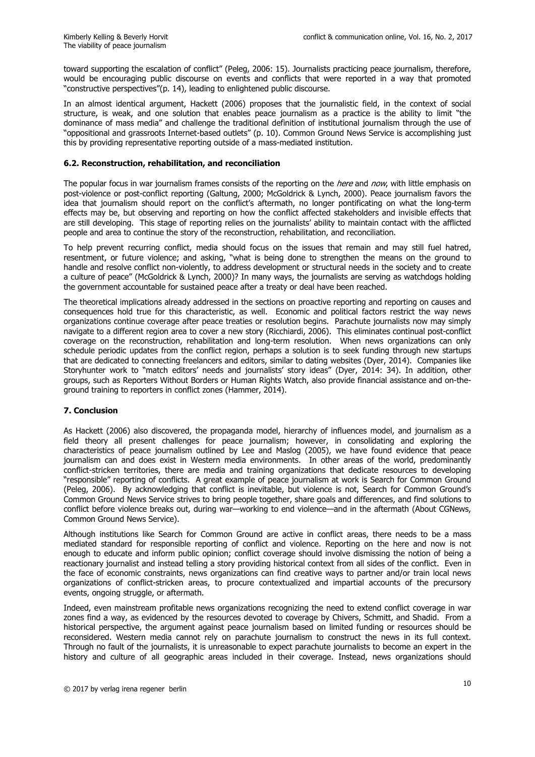toward supporting the escalation of conflict" (Peleg, 2006: 15). Journalists practicing peace journalism, therefore, would be encouraging public discourse on events and conflicts that were reported in a way that promoted "constructive perspectives"(p. 14), leading to enlightened public discourse.

In an almost identical argument, Hackett (2006) proposes that the journalistic field, in the context of social structure, is weak, and one solution that enables peace journalism as a practice is the ability to limit "the dominance of mass media" and challenge the traditional definition of institutional journalism through the use of "oppositional and grassroots Internet-based outlets" (p. 10). Common Ground News Service is accomplishing just this by providing representative reporting outside of a mass-mediated institution.

### 6.2. Reconstruction, rehabilitation, and reconciliation

The popular focus in war journalism frames consists of the reporting on the *here* and *now*, with little emphasis on post-violence or post-conflict reporting (Galtung, 2000; McGoldrick & Lynch, 2000). Peace journalism favors the idea that journalism should report on the conflict's aftermath, no longer pontificating on what the long-term effects may be, but observing and reporting on how the conflict affected stakeholders and invisible effects that are still developing. This stage of reporting relies on the journalists' ability to maintain contact with the afflicted people and area to continue the story of the reconstruction, rehabilitation, and reconciliation.

To help prevent recurring conflict, media should focus on the issues that remain and may still fuel hatred, resentment, or future violence; and asking, "what is being done to strengthen the means on the ground to handle and resolve conflict non-violently, to address development or structural needs in the society and to create a culture of peace" (McGoldrick & Lynch, 2000)? In many ways, the journalists are serving as watchdogs holding the government accountable for sustained peace after a treaty or deal have been reached.

The theoretical implications already addressed in the sections on proactive reporting and reporting on causes and consequences hold true for this characteristic, as well. Economic and political factors restrict the way news organizations continue coverage after peace treaties or resolution begins. Parachute journalists now may simply navigate to a different region area to cover a new story (Ricchiardi, 2006). This eliminates continual post-conflict coverage on the reconstruction, rehabilitation and long-term resolution. When news organizations can only schedule periodic updates from the conflict region, perhaps a solution is to seek funding through new startups that are dedicated to connecting freelancers and editors, similar to dating websites (Dyer, 2014). Companies like Storyhunter work to "match editors' needs and journalists' story ideas" (Dyer, 2014: 34). In addition, other groups, such as Reporters Without Borders or Human Rights Watch, also provide financial assistance and on-the-ground training to reporters in conflict zones (Hammer, 2014).

## 7. Conclusion

As Hackett (2006) also discovered, the propaganda model, hierarchy of influences model, and journalism as a field theory all present challenges for peace journalism; however, in consolidating and exploring the characteristics of peace journalism outlined by Lee and Maslog (2005), we have found evidence that peace journalism can and does exist in Western media environments. In other areas of the world, predominantly conflict-stricken territories, there are media and training organizations that dedicate resources to developing "responsible" reporting of conflicts. A great example of peace journalism at work is Search for Common Ground (Peleg, 2006). By acknowledging that conflict is inevitable, but violence is not, Search for Common Ground's Common Ground News Service strives to bring people together, share goals and differences, and find solutions to conflict before violence breaks out, during war—working to end violence—and in the aftermath (About CGNews, Common Ground News Service).

Although institutions like Search for Common Ground are active in conflict areas, there needs to be a mass mediated standard for responsible reporting of conflict and violence. Reporting on the here and now is not enough to educate and inform public opinion; conflict coverage should involve dismissing the notion of being a reactionary journalist and instead telling a story providing historical context from all sides of the conflict. Even in the face of economic constraints, news organizations can find creative ways to partner and/or train local news organizations of conflict-stricken areas, to procure contextualized and impartial accounts of the precursory events, ongoing struggle, or aftermath.

Indeed, even mainstream profitable news organizations recognizing the need to extend conflict coverage in war zones find a way, as evidenced by the resources devoted to coverage by Chivers, Schmitt, and Shadid. From a historical perspective, the argument against peace journalism based on limited funding or resources should be reconsidered. Western media cannot rely on parachute journalism to construct the news in its full context. Through no fault of the journalists, it is unreasonable to expect parachute journalists to become an expert in the history and culture of all geographic areas included in their coverage. Instead, news organizations should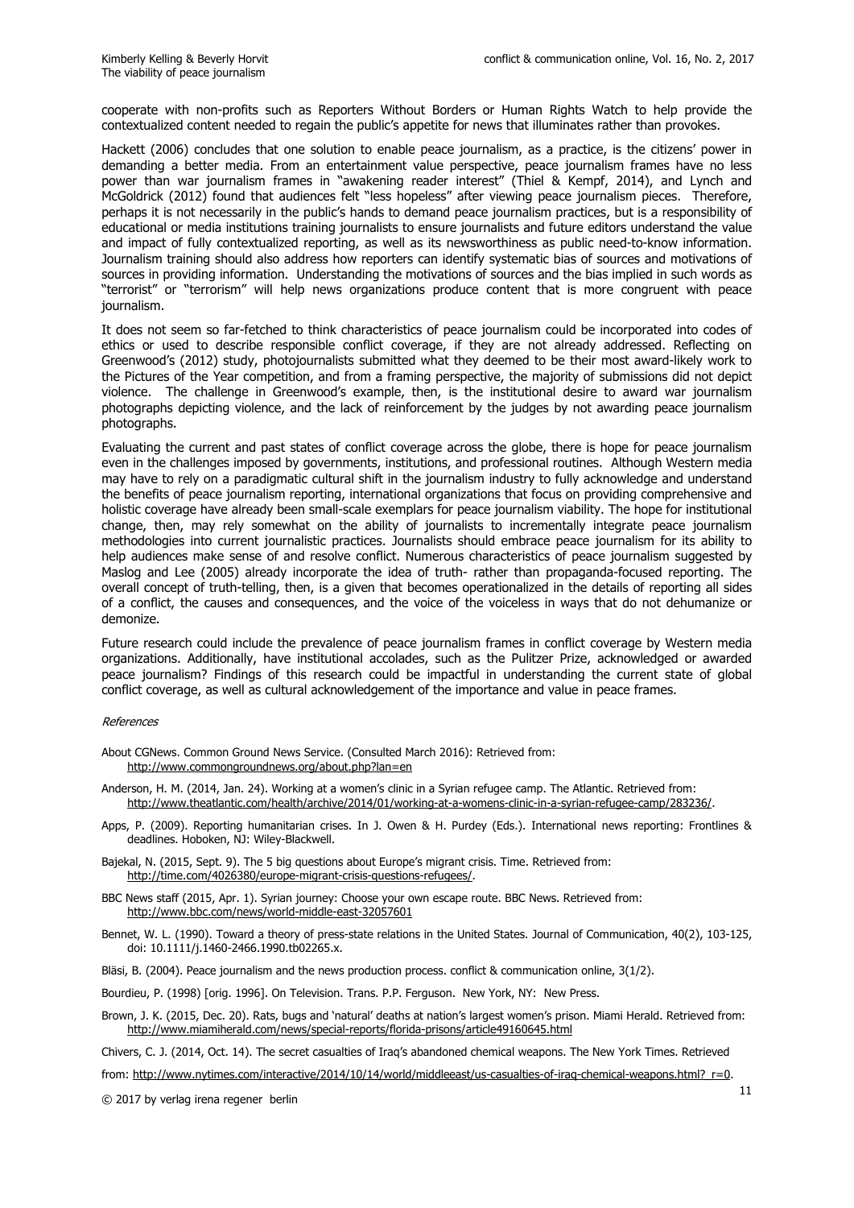cooperate with non-profits such as Reporters Without Borders or Human Rights Watch to help provide the contextualized content needed to regain the public's appetite for news that illuminates rather than provokes.

Hackett (2006) concludes that one solution to enable peace journalism, as a practice, is the citizens' power in demanding a better media. From an entertainment value perspective, peace journalism frames have no less power than war journalism frames in "awakening reader interest" (Thiel & Kempf, 2014), and Lynch and McGoldrick (2012) found that audiences felt "less hopeless" after viewing peace journalism pieces. Therefore, perhaps it is not necessarily in the public's hands to demand peace journalism practices, but is a responsibility of educational or media institutions training journalists to ensure journalists and future editors understand the value and impact of fully contextualized reporting, as well as its newsworthiness as public need-to-know information. Journalism training should also address how reporters can identify systematic bias of sources and motivations of sources in providing information. Understanding the motivations of sources and the bias implied in such words as "terrorist" or "terrorism" will help news organizations produce content that is more congruent with peace journalism.

It does not seem so far-fetched to think characteristics of peace journalism could be incorporated into codes of ethics or used to describe responsible conflict coverage, if they are not already addressed. Reflecting on Greenwood's (2012) study, photojournalists submitted what they deemed to be their most award-likely work to the Pictures of the Year competition, and from a framing perspective, the majority of submissions did not depict violence. The challenge in Greenwood's example, then, is the institutional desire to award war journalism photographs depicting violence, and the lack of reinforcement by the judges by not awarding peace journalism photographs.

Evaluating the current and past states of conflict coverage across the globe, there is hope for peace journalism even in the challenges imposed by governments, institutions, and professional routines. Although Western media may have to rely on a paradigmatic cultural shift in the journalism industry to fully acknowledge and understand the benefits of peace journalism reporting, international organizations that focus on providing comprehensive and holistic coverage have already been small-scale exemplars for peace journalism viability. The hope for institutional change, then, may rely somewhat on the ability of journalists to incrementally integrate peace journalism methodologies into current journalistic practices. Journalists should embrace peace journalism for its ability to help audiences make sense of and resolve conflict. Numerous characteristics of peace journalism suggested by Maslog and Lee (2005) already incorporate the idea of truth- rather than propaganda-focused reporting. The overall concept of truth-telling, then, is a given that becomes operationalized in the details of reporting all sides of a conflict, the causes and consequences, and the voice of the voiceless in ways that do not dehumanize or demonize.

Future research could include the prevalence of peace journalism frames in conflict coverage by Western media organizations. Additionally, have institutional accolades, such as the Pulitzer Prize, acknowledged or awarded peace journalism? Findings of this research could be impactful in understanding the current state of global conflict coverage, as well as cultural acknowledgement of the importance and value in peace frames.

*References*

About CGNews. Common Ground News Service. (Consulted March 2016): Retrieved from: http://www.commongroundnews.org/about.php?lan=en

Anderson, H. M. (2014, Jan. 24). Working at a women's clinic in a Syrian refugee camp. The Atlantic. Retrieved from: http://www.theatlantic.com/health/archive/2014/01/working-at-a-womens-clinic-in-a-syrian-refugee-camp/283236/.

Apps, P. (2009). Reporting humanitarian crises. In J. Owen & H. Purdey (Eds.). International news reporting: Frontlines & deadlines. Hoboken, NJ: Wiley-Blackwell.

Bajekal, N. (2015, Sept. 9). The 5 big questions about Europe's migrant crisis. Time. Retrieved from: http://time.com/4026380/europe-migrant-crisis-questions-refugees/.

BBC News staff (2015, Apr. 1). Syrian journey: Choose your own escape route. BBC News. Retrieved from: http://www.bbc.com/news/world-middle-east-32057601

Bennet, W. L. (1990). Toward a theory of press-state relations in the United States. Journal of Communication, 40(2), 103-125, doi: 10.1111/j.1460-2466.1990.tb02265.x.

Bläsi, B. (2004). Peace journalism and the news production process. conflict & communication online, 3(1/2).

Bourdieu, P. (1998) [orig. 1996]. On Television. Trans. P.P. Ferguson. New York, NY: New Press.

Brown, J. K. (2015, Dec. 20). Rats, bugs and 'natural' deaths at nation's largest women's prison. Miami Herald. Retrieved from: http://www.miamiherald.com/news/special-reports/florida-prisons/article49160645.html

Chivers, C. J. (2014, Oct. 14). The secret casualties of Iraq's abandoned chemical weapons. The New York Times. Retrieved from: http://www.nytimes.com/interactive/2014/10/14/world/middleeast/us-casualties-of-iraq-chemical-weapons.html?_r=0.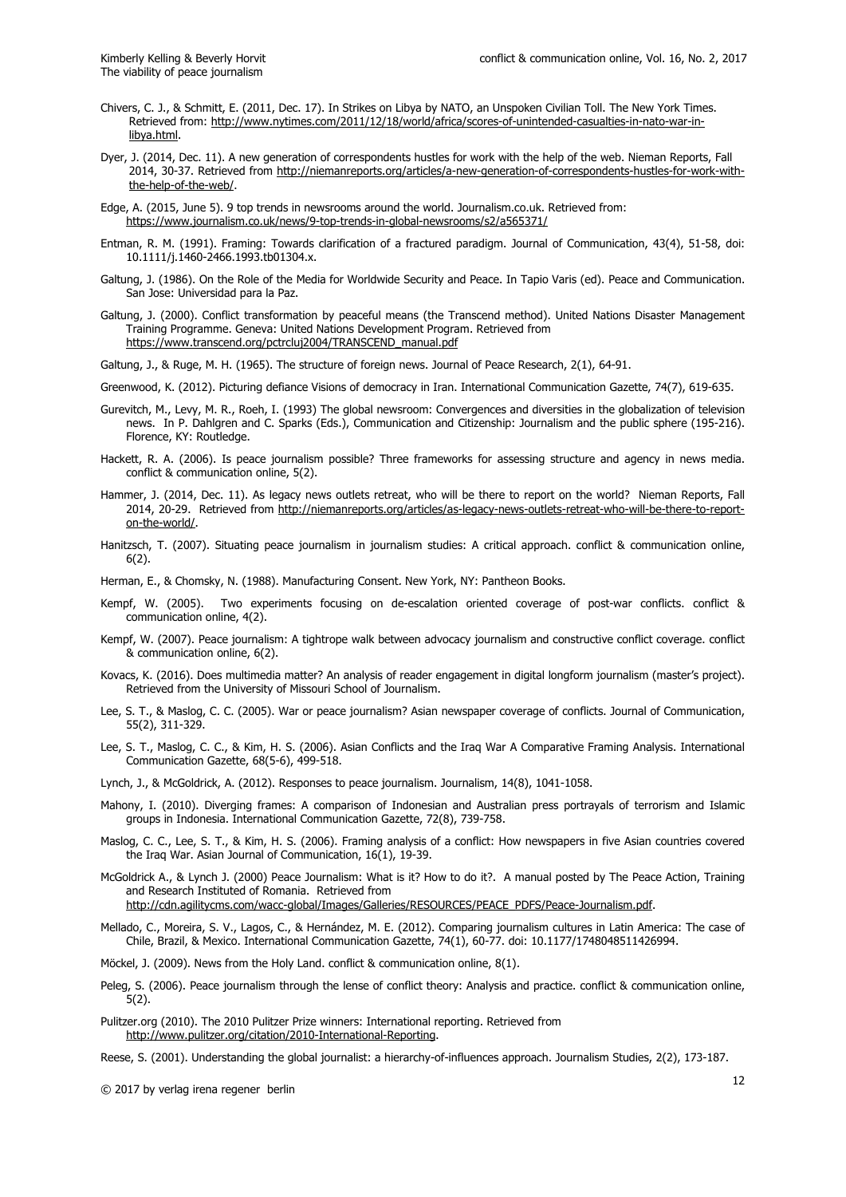Chivers, C. J., & Schmitt, E. (2011, Dec. 17). In Strikes on Libya by NATO, an Unspoken Civilian Toll. The New York Times. Retrieved from: http://www.nytimes.com/2011/12/18/world/africa/scores-of-unintended-casualties-in-nato-war-in-libya.html.

Dyer, J. (2014, Dec. 11). A new generation of correspondents hustles for work with the help of the web. Nieman Reports, Fall 2014, 30-37. Retrieved from http://niemanreports.org/articles/a-new-generation-of-correspondents-hustles-for-work-with-the-help-of-the-web/.

Edge, A. (2015, June 5). 9 top trends in newsrooms around the world. Journalism.co.uk. Retrieved from: https://www.journalism.co.uk/news/9-top-trends-in-global-newsrooms/s2/a565371/

Entman, R. M. (1991). Framing: Towards clarification of a fractured paradigm. Journal of Communication, 43(4), 51-58, doi: 10.1111/j.1460-2466.1993.tb01304.x.

Galtung, J. (1986). On the Role of the Media for Worldwide Security and Peace. In Tapio Varis (ed). Peace and Communication. San Jose: Universidad para la Paz.

Galtung, J. (2000). Conflict transformation by peaceful means (the Transcend method). United Nations Disaster Management Training Programme. Geneva: United Nations Development Program. Retrieved from https://www.transcend.org/pctrcluj2004/TRANSCEND_manual.pdf

Galtung, J., & Ruge, M. H. (1965). The structure of foreign news. Journal of Peace Research, 2(1), 64-91.

Greenwood, K. (2012). Picturing defiance Visions of democracy in Iran. International Communication Gazette, 74(7), 619-635.

Gurevitch, M., Levy, M. R., Roeh, I. (1993) The global newsroom: Convergences and diversities in the globalization of television news. In P. Dahlgren and C. Sparks (Eds.), Communication and Citizenship: Journalism and the public sphere (195-216). Florence, KY: Routledge.

Hackett, R. A. (2006). Is peace journalism possible? Three frameworks for assessing structure and agency in news media. conflict & communication online, 5(2).

Hammer, J. (2014, Dec. 11). As legacy news outlets retreat, who will be there to report on the world? Nieman Reports, Fall 2014, 20-29. Retrieved from http://niemanreports.org/articles/as-legacy-news-outlets-retreat-who-will-be-there-to-report-on-the-world/.

Hanitzsch, T. (2007). Situating peace journalism in journalism studies: A critical approach. conflict & communication online, 6(2).

Herman, E., & Chomsky, N. (1988). Manufacturing Consent. New York, NY: Pantheon Books.

Kempf, W. (2005). Two experiments focusing on de-escalation oriented coverage of post-war conflicts. conflict & communication online, 4(2).

Kempf, W. (2007). Peace journalism: A tightrope walk between advocacy journalism and constructive conflict coverage. conflict & communication online, 6(2).

Kovacs, K. (2016). Does multimedia matter? An analysis of reader engagement in digital longform journalism (master's project). Retrieved from the University of Missouri School of Journalism.

Lee, S. T., & Maslog, C. C. (2005). War or peace journalism? Asian newspaper coverage of conflicts. Journal of Communication, 55(2), 311-329.

Lee, S. T., Maslog, C. C., & Kim, H. S. (2006). Asian Conflicts and the Iraq War A Comparative Framing Analysis. International Communication Gazette, 68(5-6), 499-518.

Lynch, J., & McGoldrick, A. (2012). Responses to peace journalism. Journalism, 14(8), 1041-1058.

Mahony, I. (2010). Diverging frames: A comparison of Indonesian and Australian press portrayals of terrorism and Islamic groups in Indonesia. International Communication Gazette, 72(8), 739-758.

Maslog, C. C., Lee, S. T., & Kim, H. S. (2006). Framing analysis of a conflict: How newspapers in five Asian countries covered the Iraq War. Asian Journal of Communication, 16(1), 19-39.

McGoldrick A., & Lynch J. (2000) Peace Journalism: What is it? How to do it?. A manual posted by The Peace Action, Training and Research Instituted of Romania. Retrieved from http://cdn.agilitycms.com/wacc-global/Images/Galleries/RESOURCES/PEACE_PDFS/Peace-Journalism.pdf.

Mellado, C., Moreira, S. V., Lagos, C., & Hernández, M. E. (2012). Comparing journalism cultures in Latin America: The case of Chile, Brazil, & Mexico. International Communication Gazette, 74(1), 60-77. doi: 10.1177/1748048511426994.

Möckel, J. (2009). News from the Holy Land. conflict & communication online, 8(1).

Peleg, S. (2006). Peace journalism through the lense of conflict theory: Analysis and practice. conflict & communication online, 5(2).

Pulitzer.org (2010). The 2010 Pulitzer Prize winners: International reporting. Retrieved from http://www.pulitzer.org/citation/2010-International-Reporting.

Reese, S. (2001). Understanding the global journalist: a hierarchy-of-influences approach. Journalism Studies, 2(2), 173-187.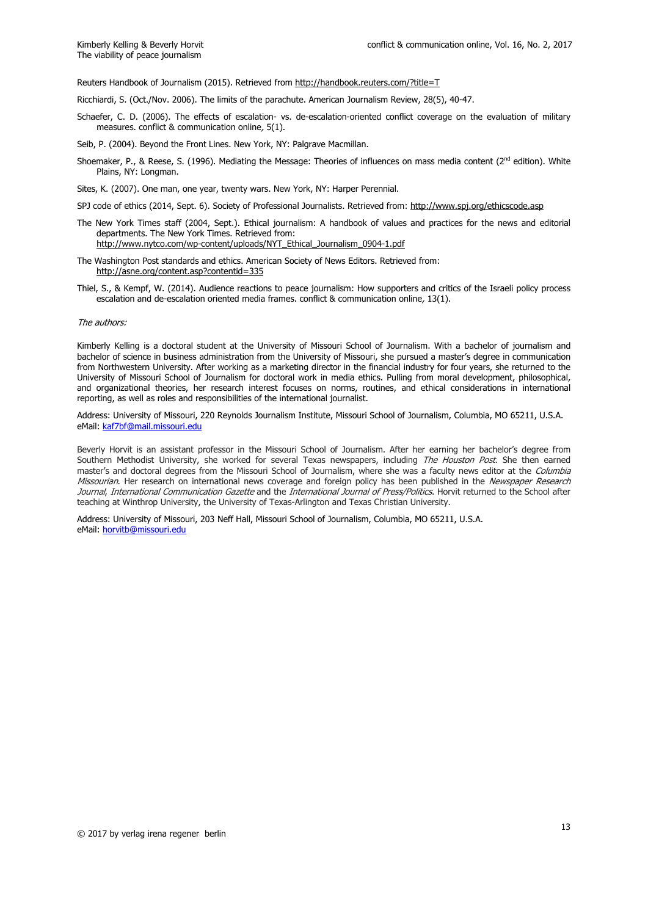Reuters Handbook of Journalism (2015). Retrieved from http://handbook.reuters.com/?title=T

Ricchiardi, S. (Oct./Nov. 2006). The limits of the parachute. American Journalism Review, 28(5), 40-47.

Schaefer, C. D. (2006). The effects of escalation- vs. de-escalation-oriented conflict coverage on the evaluation of military measures. conflict & communication online*,* 5(1).

Seib, P. (2004). Beyond the Front Lines. New York, NY: Palgrave Macmillan.

Shoemaker, P., & Reese, S. (1996). Mediating the Message: Theories of influences on mass media content (2nd edition). White Plains, NY: Longman.

Sites, K. (2007). One man, one year, twenty wars. New York, NY: Harper Perennial.

SPJ code of ethics (2014, Sept. 6). Society of Professional Journalists. Retrieved from: http://www.spj.org/ethicscode.asp

The New York Times staff (2004, Sept.). Ethical journalism: A handbook of values and practices for the news and editorial departments. The New York Times. Retrieved from: http://www.nytco.com/wp-content/uploads/NYT_Ethical_Journalism_0904-1.pdf

The Washington Post standards and ethics. American Society of News Editors. Retrieved from: http://asne.org/content.asp?contentid=335

Thiel, S., & Kempf, W. (2014). Audience reactions to peace journalism: How supporters and critics of the Israeli policy process escalation and de-escalation oriented media frames. conflict & communication online*,* 13(1).

*The authors:*

Kimberly Kelling is a doctoral student at the University of Missouri School of Journalism. With a bachelor of journalism and bachelor of science in business administration from the University of Missouri, she pursued a master's degree in communication from Northwestern University. After working as a marketing director in the financial industry for four years, she returned to the University of Missouri School of Journalism for doctoral work in media ethics. Pulling from moral development, philosophical, and organizational theories, her research interest focuses on norms, routines, and ethical considerations in international reporting, as well as roles and responsibilities of the international journalist.

Address: University of Missouri, 220 Reynolds Journalism Institute, Missouri School of Journalism, Columbia, MO 65211, U.S.A.
eMail: kaf7bf@mail.missouri.edu

Beverly Horvit is an assistant professor in the Missouri School of Journalism. After her earning her bachelor's degree from Southern Methodist University, she worked for several Texas newspapers, including *The Houston Post*. She then earned master's and doctoral degrees from the Missouri School of Journalism, where she was a faculty news editor at the *Columbia Missourian*. Her research on international news coverage and foreign policy has been published in the *Newspaper Research Journal*, *International Communication Gazette* and the *International Journal of Press/Politics*. Horvit returned to the School after teaching at Winthrop University, the University of Texas-Arlington and Texas Christian University.

Address: University of Missouri, 203 Neff Hall, Missouri School of Journalism, Columbia, MO 65211, U.S.A.
eMail: horvitb@missouri.edu